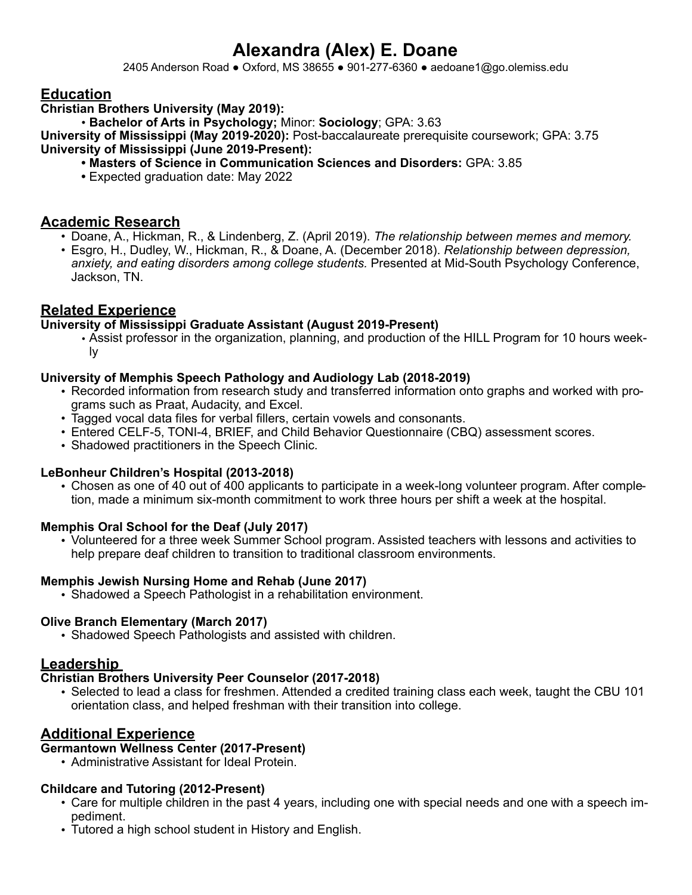# Alexandra (Alex) E. Doane

2405 Anderson Road ● Oxford, MS 38655 ● 901-277-6360 ● aedoane1@go.olemiss.edu

## Education

**Christian Brothers University (May 2019):**

- **Bachelor of Arts in Psychology;** Minor: **Sociology**; GPA: 3.63

**University of Mississippi (May 2019-2020):** Post-baccalaureate prerequisite coursework; GPA: 3.75

**University of Mississippi (June 2019-Present):**

- **Masters of Science in Communication Sciences and Disorders:** GPA: 3.85
- Expected graduation date: May 2022

## Academic Research

- Doane, A., Hickman, R., & Lindenberg, Z. (April 2019). *The relationship between memes and memory.*
- Esgro, H., Dudley, W., Hickman, R., & Doane, A. (December 2018). *Relationship between depression, anxiety, and eating disorders among college students.* Presented at Mid-South Psychology Conference, Jackson, TN.

## Related Experience

**University of Mississippi Graduate Assistant (August 2019-Present)**

- Assist professor in the organization, planning, and production of the HILL Program for 10 hours weekly

**University of Memphis Speech Pathology and Audiology Lab (2018-2019)**

- Recorded information from research study and transferred information onto graphs and worked with programs such as Praat, Audacity, and Excel.
- Tagged vocal data files for verbal fillers, certain vowels and consonants.
- Entered CELF-5, TONI-4, BRIEF, and Child Behavior Questionnaire (CBQ) assessment scores.
- Shadowed practitioners in the Speech Clinic.

**LeBonheur Children's Hospital (2013-2018)**

- Chosen as one of 40 out of 400 applicants to participate in a week-long volunteer program. After completion, made a minimum six-month commitment to work three hours per shift a week at the hospital.

**Memphis Oral School for the Deaf (July 2017)**

- Volunteered for a three week Summer School program. Assisted teachers with lessons and activities to help prepare deaf children to transition to traditional classroom environments.

**Memphis Jewish Nursing Home and Rehab (June 2017)**

- Shadowed a Speech Pathologist in a rehabilitation environment.

**Olive Branch Elementary (March 2017)**

- Shadowed Speech Pathologists and assisted with children.

## Leadership

**Christian Brothers University Peer Counselor (2017-2018)**

- Selected to lead a class for freshmen. Attended a credited training class each week, taught the CBU 101 orientation class, and helped freshman with their transition into college.

## Additional Experience

**Germantown Wellness Center (2017-Present)**

- Administrative Assistant for Ideal Protein.

**Childcare and Tutoring (2012-Present)**

- Care for multiple children in the past 4 years, including one with special needs and one with a speech impediment.
- Tutored a high school student in History and English.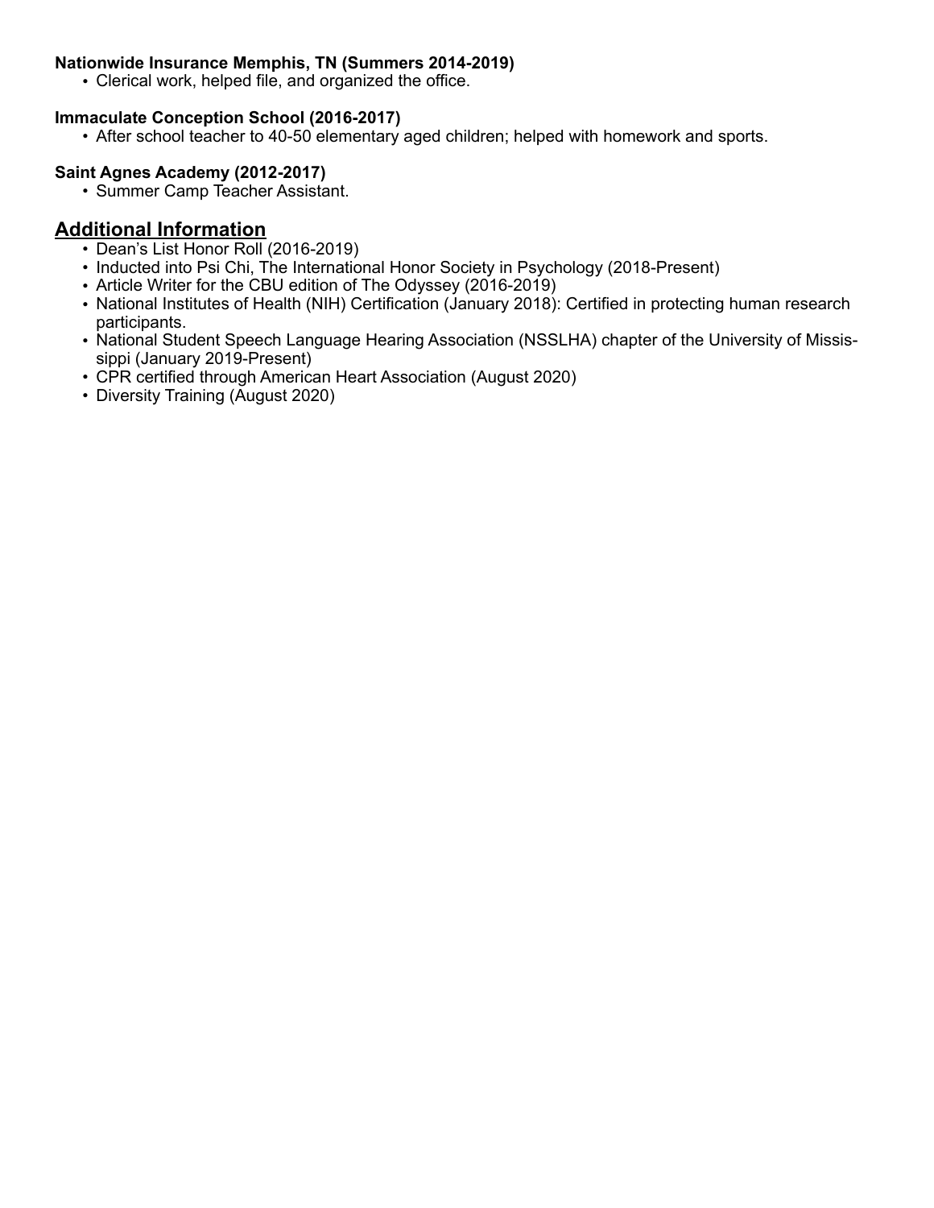**Nationwide Insurance Memphis, TN (Summers 2014-2019)**

- Clerical work, helped file, and organized the office.

**Immaculate Conception School (2016-2017)**

- After school teacher to 40-50 elementary aged children; helped with homework and sports.

**Saint Agnes Academy (2012-2017)**

- Summer Camp Teacher Assistant.

## Additional Information

- Dean's List Honor Roll (2016-2019)
- Inducted into Psi Chi, The International Honor Society in Psychology (2018-Present)
- Article Writer for the CBU edition of The Odyssey (2016-2019)
- National Institutes of Health (NIH) Certification (January 2018): Certified in protecting human research participants.
- National Student Speech Language Hearing Association (NSSLHA) chapter of the University of Mississippi (January 2019-Present)
- CPR certified through American Heart Association (August 2020)
- Diversity Training (August 2020)